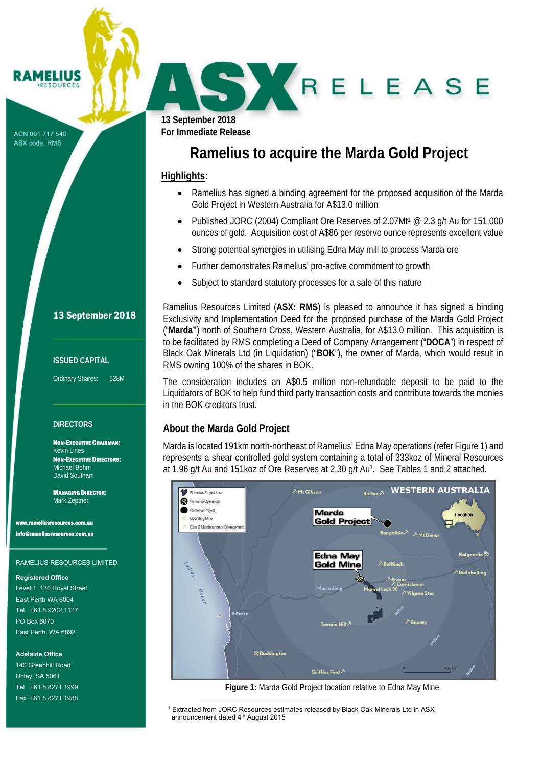RAMELIUS RESOURCES

ACN 001 717 540
ASX code: RMS

# ASX RELEASE

**13 September 2018**
**For Immediate Release**

# Ramelius to acquire the Marda Gold Project

## Highlights:

- Ramelius has signed a binding agreement for the proposed acquisition of the Marda Gold Project in Western Australia for A$13.0 million
- Published JORC (2004) Compliant Ore Reserves of 2.07Mt[1] @ 2.3 g/t Au for 151,000 ounces of gold. Acquisition cost of A$86 per reserve ounce represents excellent value
- Strong potential synergies in utilising Edna May mill to process Marda ore
- Further demonstrates Ramelius' pro-active commitment to growth
- Subject to standard statutory processes for a sale of this nature

Ramelius Resources Limited (**ASX: RMS**) is pleased to announce it has signed a binding Exclusivity and Implementation Deed for the proposed purchase of the Marda Gold Project ("**Marda**") north of Southern Cross, Western Australia, for A$13.0 million. This acquisition is to be facilitated by RMS completing a Deed of Company Arrangement ("**DOCA**") in respect of Black Oak Minerals Ltd (in Liquidation) ("**BOK**"), the owner of Marda, which would result in RMS owning 100% of the shares in BOK.

The consideration includes an A$0.5 million non-refundable deposit to be paid to the Liquidators of BOK to help fund third party transaction costs and contribute towards the monies in the BOK creditors trust.

## About the Marda Gold Project

Marda is located 191km north-northeast of Ramelius' Edna May operations (refer Figure 1) and represents a shear controlled gold system containing a total of 333koz of Mineral Resources at 1.96 g/t Au and 151koz of Ore Reserves at 2.30 g/t Au[1]. See Tables 1 and 2 attached.

**Figure 1:** Marda Gold Project location relative to Edna May Mine

[1] Extracted from JORC Resources estimates released by Black Oak Minerals Ltd in ASX announcement dated 4th August 2015

**13 September 2018**

**ISSUED CAPITAL**

Ordinary Shares: 528M

**DIRECTORS**

**NON-EXECUTIVE CHAIRMAN:**
Kevin Lines
**NON-EXECUTIVE DIRECTORS:**
Michael Bohm
David Southam

**MANAGING DIRECTOR:**
Mark Zeptner

www.rameliusresources.com.au
info@rameliusresources.com.au

RAMELIUS RESOURCES LIMITED

**Registered Office**
Level 1, 130 Royal Street
East Perth WA 6004
Tel +61 8 9202 1127
PO Box 6070
East Perth, WA 6892

**Adelaide Office**
140 Greenhill Road
Unley, SA 5061
Tel +61 8 8271 1999
Fax +61 8 8271 1988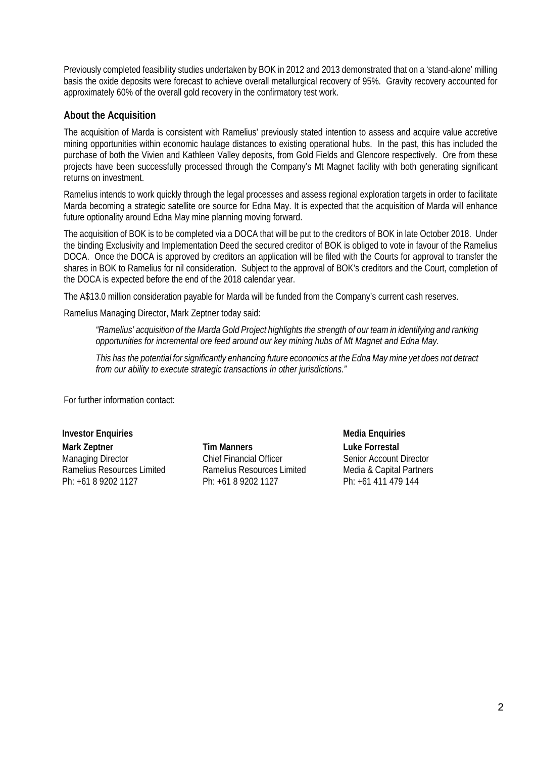Previously completed feasibility studies undertaken by BOK in 2012 and 2013 demonstrated that on a 'stand-alone' milling basis the oxide deposits were forecast to achieve overall metallurgical recovery of 95%. Gravity recovery accounted for approximately 60% of the overall gold recovery in the confirmatory test work.

## About the Acquisition

The acquisition of Marda is consistent with Ramelius' previously stated intention to assess and acquire value accretive mining opportunities within economic haulage distances to existing operational hubs. In the past, this has included the purchase of both the Vivien and Kathleen Valley deposits, from Gold Fields and Glencore respectively. Ore from these projects have been successfully processed through the Company's Mt Magnet facility with both generating significant returns on investment.

Ramelius intends to work quickly through the legal processes and assess regional exploration targets in order to facilitate Marda becoming a strategic satellite ore source for Edna May. It is expected that the acquisition of Marda will enhance future optionality around Edna May mine planning moving forward.

The acquisition of BOK is to be completed via a DOCA that will be put to the creditors of BOK in late October 2018. Under the binding Exclusivity and Implementation Deed the secured creditor of BOK is obliged to vote in favour of the Ramelius DOCA. Once the DOCA is approved by creditors an application will be filed with the Courts for approval to transfer the shares in BOK to Ramelius for nil consideration. Subject to the approval of BOK's creditors and the Court, completion of the DOCA is expected before the end of the 2018 calendar year.

The A$13.0 million consideration payable for Marda will be funded from the Company's current cash reserves.

Ramelius Managing Director, Mark Zeptner today said:

> *"Ramelius' acquisition of the Marda Gold Project highlights the strength of our team in identifying and ranking opportunities for incremental ore feed around our key mining hubs of Mt Magnet and Edna May.*
>
> *This has the potential for significantly enhancing future economics at the Edna May mine yet does not detract from our ability to execute strategic transactions in other jurisdictions."*

For further information contact:

**Investor Enquiries**

**Mark Zeptner**
Managing Director
Ramelius Resources Limited
Ph: +61 8 9202 1127

**Tim Manners**
Chief Financial Officer
Ramelius Resources Limited
Ph: +61 8 9202 1127

**Media Enquiries**

**Luke Forrestal**
Senior Account Director
Media & Capital Partners
Ph: +61 411 479 144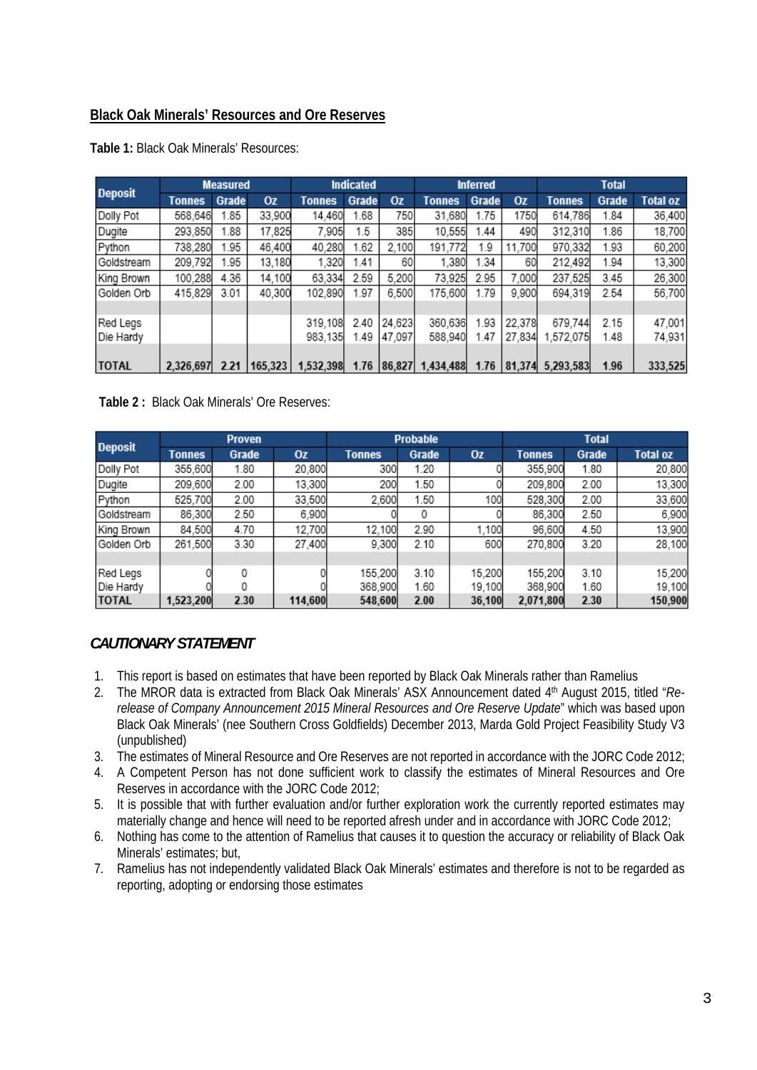## Black Oak Minerals' Resources and Ore Reserves

**Table 1:** Black Oak Minerals' Resources:

| Deposit | Measured | | | Indicated | | | Inferred | | | Total | | |
|---|---|---|---|---|---|---|---|---|---|---|---|---|
| | Tonnes | Grade | Oz | Tonnes | Grade | Oz | Tonnes | Grade | Oz | Tonnes | Grade | Total oz |
| Dolly Pot | 568,646 | 1.85 | 33,900 | 14,460 | 1.68 | 750 | 31,680 | 1.75 | 1750 | 614,786 | 1.84 | 36,400 |
| Dugite | 293,850 | 1.88 | 17,825 | 7,905 | 1.5 | 385 | 10,555 | 1.44 | 490 | 312,310 | 1.86 | 18,700 |
| Python | 738,280 | 1.95 | 46,400 | 40,280 | 1.62 | 2,100 | 191,772 | 1.9 | 11,700 | 970,332 | 1.93 | 60,200 |
| Goldstream | 209,792 | 1.95 | 13,180 | 1,320 | 1.41 | 60 | 1,380 | 1.34 | 60 | 212,492 | 1.94 | 13,300 |
| King Brown | 100,288 | 4.36 | 14,100 | 63,334 | 2.59 | 5,200 | 73,925 | 2.95 | 7,000 | 237,525 | 3.45 | 26,300 |
| Golden Orb | 415,829 | 3.01 | 40,300 | 102,890 | 1.97 | 6,500 | 175,600 | 1.79 | 9,900 | 694,319 | 2.54 | 56,700 |
| | | | | | | | | | | | | |
| Red Legs | | | | 319,108 | 2.40 | 24,623 | 360,636 | 1.93 | 22,378 | 679,744 | 2.15 | 47,001 |
| Die Hardy | | | | 983,135 | 1.49 | 47,097 | 588,940 | 1.47 | 27,834 | 1,572,075 | 1.48 | 74,931 |
| TOTAL | 2,326,697 | 2.21 | 165,323 | 1,532,398 | 1.76 | 86,827 | 1,434,488 | 1.76 | 81,374 | 5,293,583 | 1.96 | 333,525 |

**Table 2 :** Black Oak Minerals' Ore Reserves:

| Deposit | Proven | | | Probable | | | Total | | |
|---|---|---|---|---|---|---|---|---|---|
| | Tonnes | Grade | Oz | Tonnes | Grade | Oz | Tonnes | Grade | Total oz |
| Dolly Pot | 355,600 | 1.80 | 20,800 | 300 | 1.20 | 0 | 355,900 | 1.80 | 20,800 |
| Dugite | 209,600 | 2.00 | 13,300 | 200 | 1.50 | 0 | 209,800 | 2.00 | 13,300 |
| Python | 525,700 | 2.00 | 33,500 | 2,600 | 1.50 | 100 | 528,300 | 2.00 | 33,600 |
| Goldstream | 86,300 | 2.50 | 6,900 | 0 | 0 | 0 | 86,300 | 2.50 | 6,900 |
| King Brown | 84,500 | 4.70 | 12,700 | 12,100 | 2.90 | 1,100 | 96,600 | 4.50 | 13,900 |
| Golden Orb | 261,500 | 3.30 | 27,400 | 9,300 | 2.10 | 600 | 270,800 | 3.20 | 28,100 |
| | | | | | | | | | |
| Red Legs | 0 | 0 | 0 | 155,200 | 3.10 | 15,200 | 155,200 | 3.10 | 15,200 |
| Die Hardy | 0 | 0 | 0 | 368,900 | 1.60 | 19,100 | 368,900 | 1.60 | 19,100 |
| TOTAL | 1,523,200 | 2.30 | 114,600 | 548,600 | 2.00 | 36,100 | 2,071,800 | 2.30 | 150,900 |

## *CAUTIONARY STATEMENT*

1. This report is based on estimates that have been reported by Black Oak Minerals rather than Ramelius
2. The MROR data is extracted from Black Oak Minerals' ASX Announcement dated 4th August 2015, titled "*Re-release of Company Announcement 2015 Mineral Resources and Ore Reserve Update*" which was based upon Black Oak Minerals' (nee Southern Cross Goldfields) December 2013, Marda Gold Project Feasibility Study V3 (unpublished)
3. The estimates of Mineral Resource and Ore Reserves are not reported in accordance with the JORC Code 2012;
4. A Competent Person has not done sufficient work to classify the estimates of Mineral Resources and Ore Reserves in accordance with the JORC Code 2012;
5. It is possible that with further evaluation and/or further exploration work the currently reported estimates may materially change and hence will need to be reported afresh under and in accordance with JORC Code 2012;
6. Nothing has come to the attention of Ramelius that causes it to question the accuracy or reliability of Black Oak Minerals' estimates; but,
7. Ramelius has not independently validated Black Oak Minerals' estimates and therefore is not to be regarded as reporting, adopting or endorsing those estimates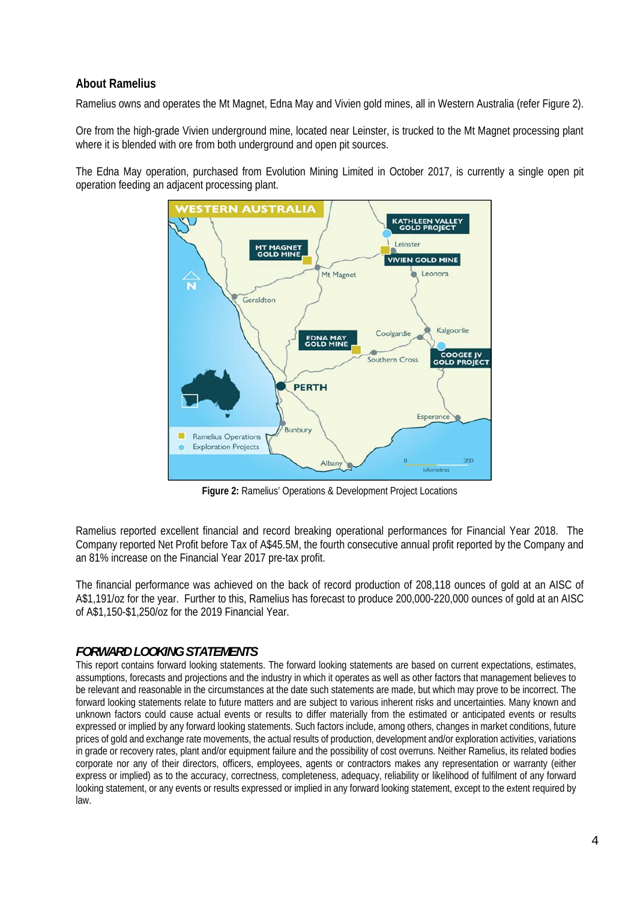## About Ramelius

Ramelius owns and operates the Mt Magnet, Edna May and Vivien gold mines, all in Western Australia (refer Figure 2).

Ore from the high-grade Vivien underground mine, located near Leinster, is trucked to the Mt Magnet processing plant where it is blended with ore from both underground and open pit sources.

The Edna May operation, purchased from Evolution Mining Limited in October 2017, is currently a single open pit operation feeding an adjacent processing plant.

WESTERN AUSTRALIA
KATHLEEN VALLEY GOLD PROJECT
MT MAGNET GOLD MINE
Leinster
VIVIEN GOLD MINE
Mt Magnet
Leonora
N
Geraldton
EDNA MAY GOLD MINE
Coolgardie
Kalgoorlie
Southern Cross
COOGEE JV GOLD PROJECT
PERTH
Esperance
Bunbury
Ramelius Operations
Exploration Projects
Albany
0 200
kilometres

**Figure 2:** Ramelius' Operations & Development Project Locations

Ramelius reported excellent financial and record breaking operational performances for Financial Year 2018. The Company reported Net Profit before Tax of A$45.5M, the fourth consecutive annual profit reported by the Company and an 81% increase on the Financial Year 2017 pre-tax profit.

The financial performance was achieved on the back of record production of 208,118 ounces of gold at an AISC of A$1,191/oz for the year. Further to this, Ramelius has forecast to produce 200,000-220,000 ounces of gold at an AISC of A$1,150-$1,250/oz for the 2019 Financial Year.

### *FORWARD LOOKING STATEMENTS*

This report contains forward looking statements. The forward looking statements are based on current expectations, estimates, assumptions, forecasts and projections and the industry in which it operates as well as other factors that management believes to be relevant and reasonable in the circumstances at the date such statements are made, but which may prove to be incorrect. The forward looking statements relate to future matters and are subject to various inherent risks and uncertainties. Many known and unknown factors could cause actual events or results to differ materially from the estimated or anticipated events or results expressed or implied by any forward looking statements. Such factors include, among others, changes in market conditions, future prices of gold and exchange rate movements, the actual results of production, development and/or exploration activities, variations in grade or recovery rates, plant and/or equipment failure and the possibility of cost overruns. Neither Ramelius, its related bodies corporate nor any of their directors, officers, employees, agents or contractors makes any representation or warranty (either express or implied) as to the accuracy, correctness, completeness, adequacy, reliability or likelihood of fulfilment of any forward looking statement, or any events or results expressed or implied in any forward looking statement, except to the extent required by law.